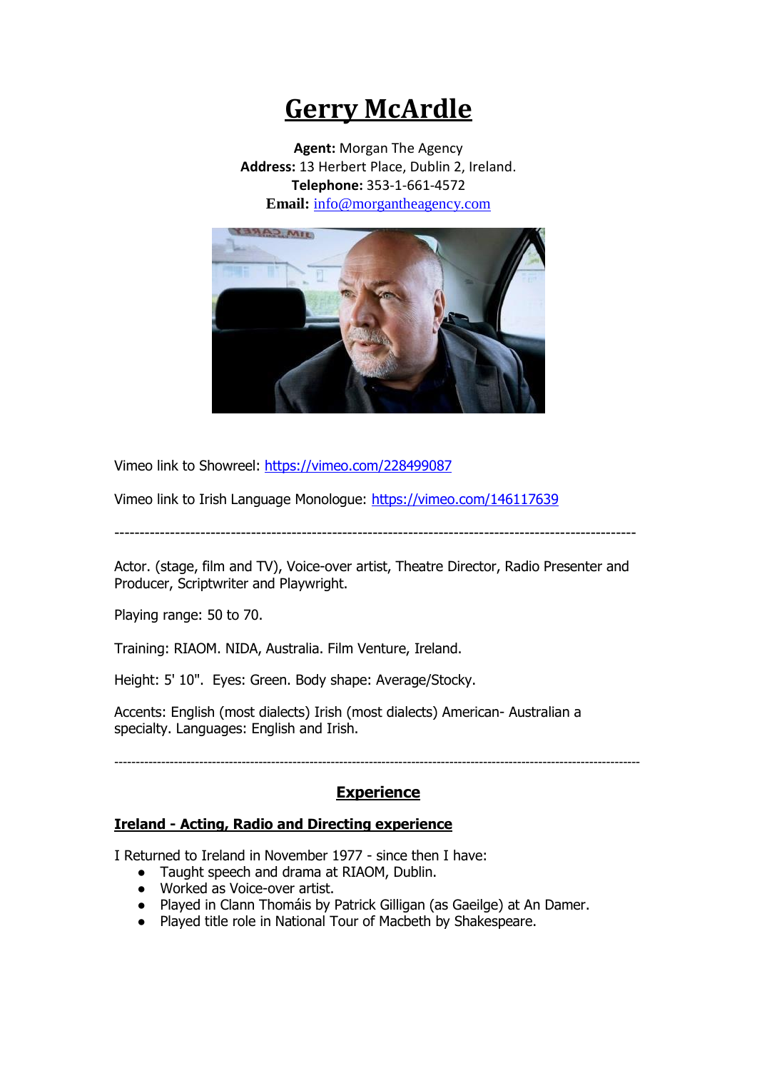# Gerry McArdle

**Agent:** Morgan The Agency
**Address:** 13 Herbert Place, Dublin 2, Ireland.
**Telephone:** 353-1-661-4572
**Email:** info@morgantheagency.com

Vimeo link to Showreel: https://vimeo.com/228499087

Vimeo link to Irish Language Monologue: https://vimeo.com/146117639

---

Actor. (stage, film and TV), Voice-over artist, Theatre Director, Radio Presenter and Producer, Scriptwriter and Playwright.

Playing range: 50 to 70.

Training: RIAOM. NIDA, Australia. Film Venture, Ireland.

Height: 5' 10". Eyes: Green. Body shape: Average/Stocky.

Accents: English (most dialects) Irish (most dialects) American- Australian a specialty. Languages: English and Irish.

---

## Experience

### Ireland - Acting, Radio and Directing experience

I Returned to Ireland in November 1977 - since then I have:

- Taught speech and drama at RIAOM, Dublin.
- Worked as Voice-over artist.
- Played in Clann Thomáis by Patrick Gilligan (as Gaeilge) at An Damer.
- Played title role in National Tour of Macbeth by Shakespeare.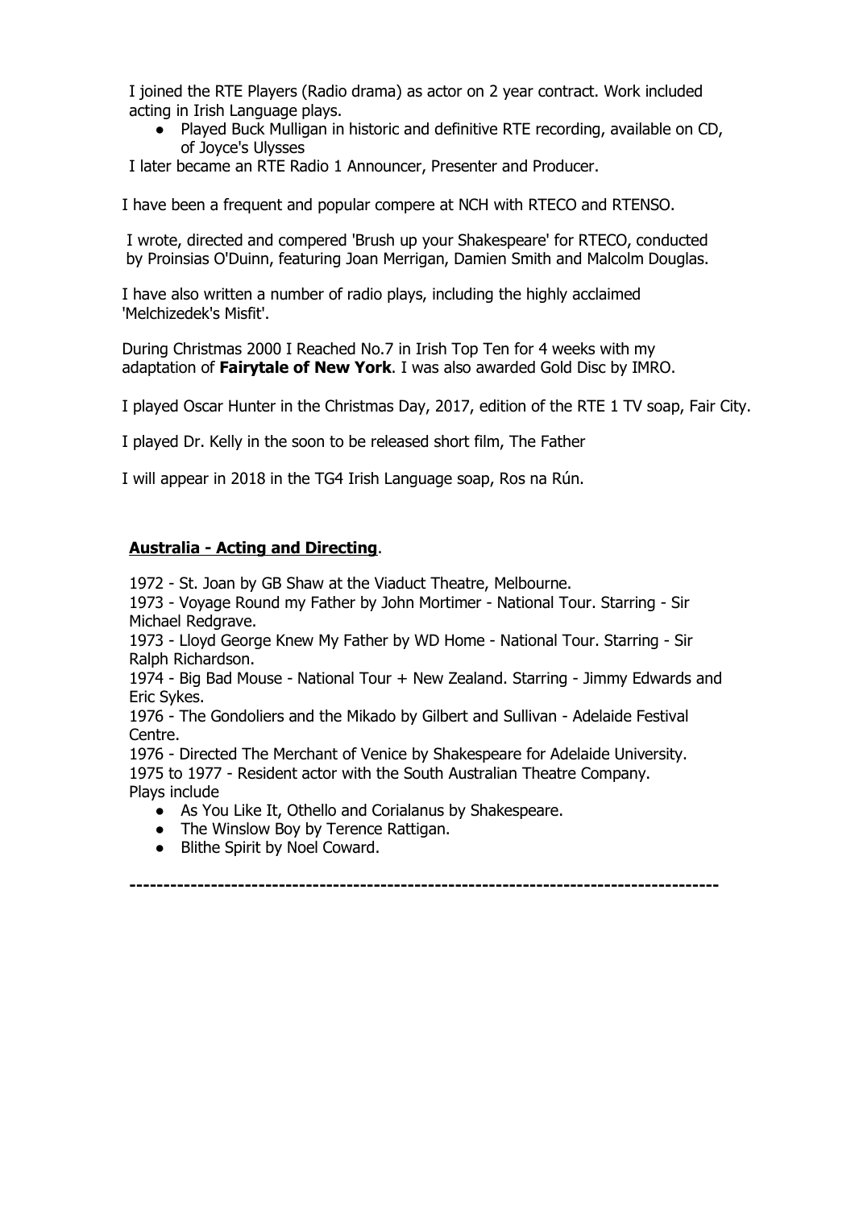I joined the RTE Players (Radio drama) as actor on 2 year contract. Work included acting in Irish Language plays.

- Played Buck Mulligan in historic and definitive RTE recording, available on CD, of Joyce's Ulysses

I later became an RTE Radio 1 Announcer, Presenter and Producer.

I have been a frequent and popular compere at NCH with RTECO and RTENSO.

I wrote, directed and compered 'Brush up your Shakespeare' for RTECO, conducted by Proinsias O'Duinn, featuring Joan Merrigan, Damien Smith and Malcolm Douglas.

I have also written a number of radio plays, including the highly acclaimed 'Melchizedek's Misfit'.

During Christmas 2000 I Reached No.7 in Irish Top Ten for 4 weeks with my adaptation of **Fairytale of New York**. I was also awarded Gold Disc by IMRO.

I played Oscar Hunter in the Christmas Day, 2017, edition of the RTE 1 TV soap, Fair City.

I played Dr. Kelly in the soon to be released short film, The Father

I will appear in 2018 in the TG4 Irish Language soap, Ros na Rún.

**Australia - Acting and Directing**.

1972 - St. Joan by GB Shaw at the Viaduct Theatre, Melbourne.
1973 - Voyage Round my Father by John Mortimer - National Tour. Starring - Sir Michael Redgrave.
1973 - Lloyd George Knew My Father by WD Home - National Tour. Starring - Sir Ralph Richardson.
1974 - Big Bad Mouse - National Tour + New Zealand. Starring - Jimmy Edwards and Eric Sykes.
1976 - The Gondoliers and the Mikado by Gilbert and Sullivan - Adelaide Festival Centre.
1976 - Directed The Merchant of Venice by Shakespeare for Adelaide University.
1975 to 1977 - Resident actor with the South Australian Theatre Company.
Plays include

- As You Like It, Othello and Corialanus by Shakespeare.
- The Winslow Boy by Terence Rattigan.
- Blithe Spirit by Noel Coward.

---